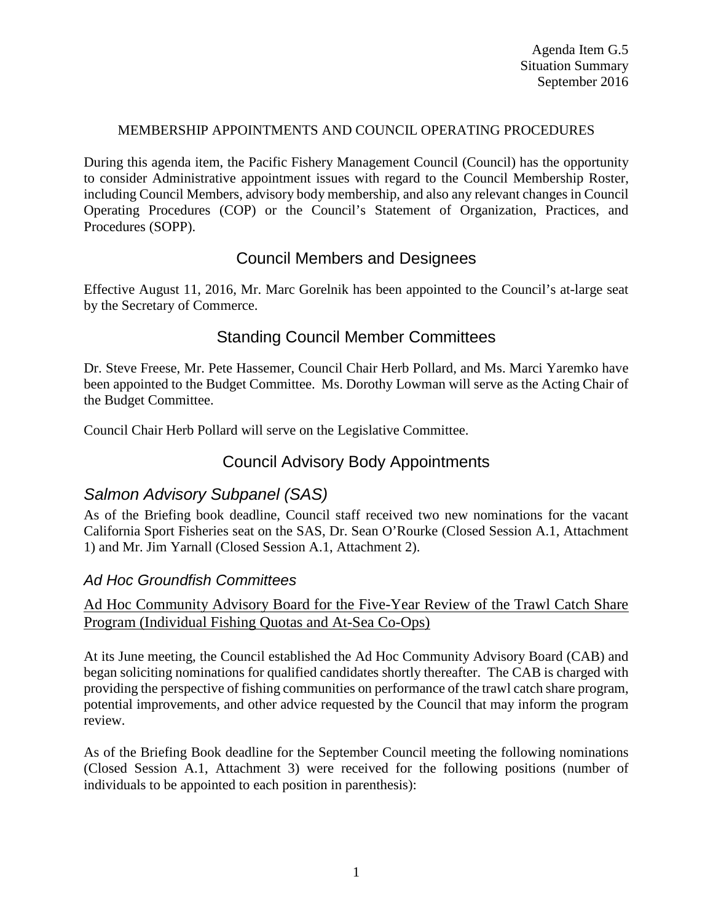Agenda Item G.5
Situation Summary
September 2016

MEMBERSHIP APPOINTMENTS AND COUNCIL OPERATING PROCEDURES

During this agenda item, the Pacific Fishery Management Council (Council) has the opportunity to consider Administrative appointment issues with regard to the Council Membership Roster, including Council Members, advisory body membership, and also any relevant changes in Council Operating Procedures (COP) or the Council's Statement of Organization, Practices, and Procedures (SOPP).

## Council Members and Designees

Effective August 11, 2016, Mr. Marc Gorelnik has been appointed to the Council's at-large seat by the Secretary of Commerce.

## Standing Council Member Committees

Dr. Steve Freese, Mr. Pete Hassemer, Council Chair Herb Pollard, and Ms. Marci Yaremko have been appointed to the Budget Committee. Ms. Dorothy Lowman will serve as the Acting Chair of the Budget Committee.

Council Chair Herb Pollard will serve on the Legislative Committee.

## Council Advisory Body Appointments

### *Salmon Advisory Subpanel (SAS)*

As of the Briefing book deadline, Council staff received two new nominations for the vacant California Sport Fisheries seat on the SAS, Dr. Sean O'Rourke (Closed Session A.1, Attachment 1) and Mr. Jim Yarnall (Closed Session A.1, Attachment 2).

### *Ad Hoc Groundfish Committees*

<u>Ad Hoc Community Advisory Board for the Five-Year Review of the Trawl Catch Share Program (Individual Fishing Quotas and At-Sea Co-Ops)</u>

At its June meeting, the Council established the Ad Hoc Community Advisory Board (CAB) and began soliciting nominations for qualified candidates shortly thereafter. The CAB is charged with providing the perspective of fishing communities on performance of the trawl catch share program, potential improvements, and other advice requested by the Council that may inform the program review.

As of the Briefing Book deadline for the September Council meeting the following nominations (Closed Session A.1, Attachment 3) were received for the following positions (number of individuals to be appointed to each position in parenthesis):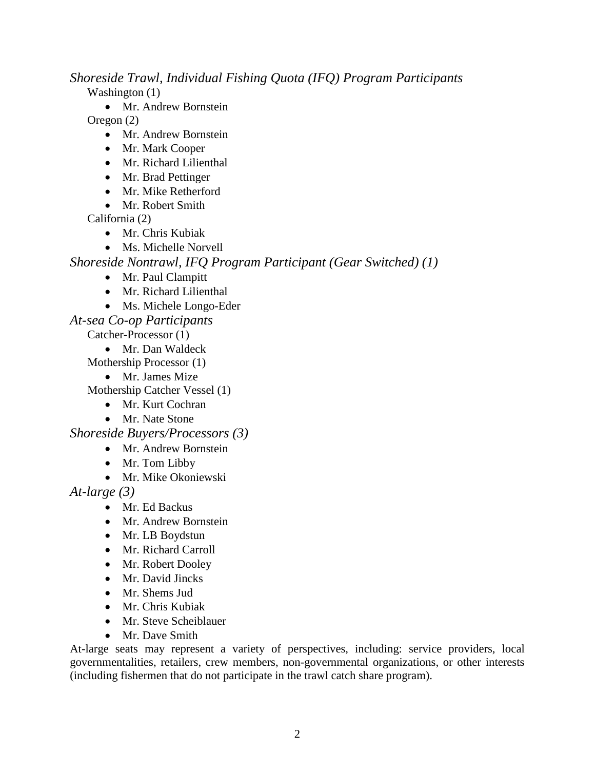*Shoreside Trawl, Individual Fishing Quota (IFQ) Program Participants*

Washington (1)

- Mr. Andrew Bornstein

Oregon (2)

- Mr. Andrew Bornstein
- Mr. Mark Cooper
- Mr. Richard Lilienthal
- Mr. Brad Pettinger
- Mr. Mike Retherford
- Mr. Robert Smith

California (2)

- Mr. Chris Kubiak
- Ms. Michelle Norvell

*Shoreside Nontrawl, IFQ Program Participant (Gear Switched) (1)*

- Mr. Paul Clampitt
- Mr. Richard Lilienthal
- Ms. Michele Longo-Eder

*At-sea Co-op Participants*

Catcher-Processor (1)

- Mr. Dan Waldeck

Mothership Processor (1)

- Mr. James Mize

Mothership Catcher Vessel (1)

- Mr. Kurt Cochran
- Mr. Nate Stone

*Shoreside Buyers/Processors (3)*

- Mr. Andrew Bornstein
- Mr. Tom Libby
- Mr. Mike Okoniewski

*At-large (3)*

- Mr. Ed Backus
- Mr. Andrew Bornstein
- Mr. LB Boydstun
- Mr. Richard Carroll
- Mr. Robert Dooley
- Mr. David Jincks
- Mr. Shems Jud
- Mr. Chris Kubiak
- Mr. Steve Scheiblauer
- Mr. Dave Smith

At-large seats may represent a variety of perspectives, including: service providers, local governmentalities, retailers, crew members, non-governmental organizations, or other interests (including fishermen that do not participate in the trawl catch share program).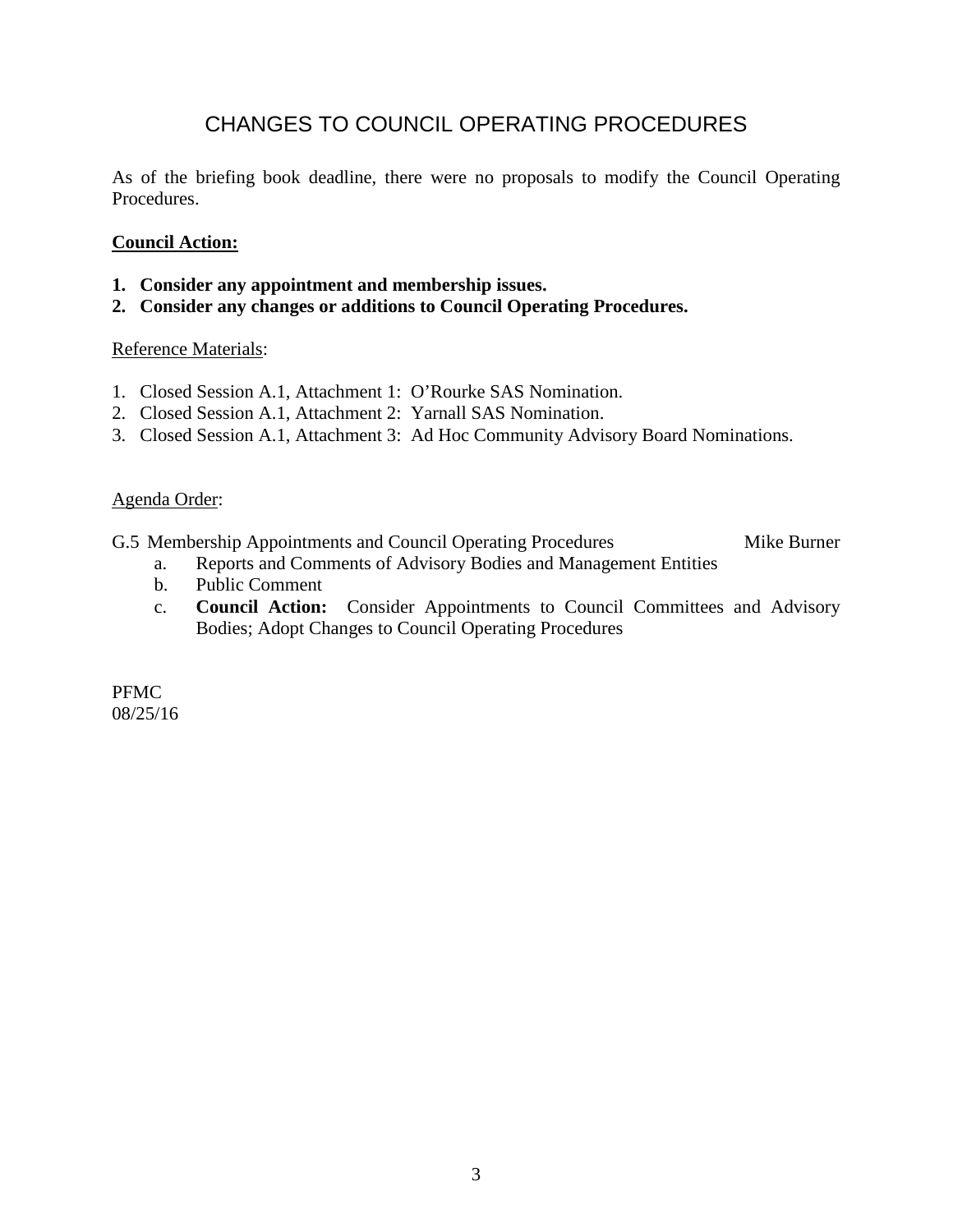# CHANGES TO COUNCIL OPERATING PROCEDURES

As of the briefing book deadline, there were no proposals to modify the Council Operating Procedures.

**Council Action:**

1. **Consider any appointment and membership issues.**
2. **Consider any changes or additions to Council Operating Procedures.**

Reference Materials:

1. Closed Session A.1, Attachment 1: O'Rourke SAS Nomination.
2. Closed Session A.1, Attachment 2: Yarnall SAS Nomination.
3. Closed Session A.1, Attachment 3: Ad Hoc Community Advisory Board Nominations.

Agenda Order:

G.5 Membership Appointments and Council Operating Procedures — Mike Burner

a. Reports and Comments of Advisory Bodies and Management Entities
b. Public Comment
c. **Council Action:** Consider Appointments to Council Committees and Advisory Bodies; Adopt Changes to Council Operating Procedures

PFMC
08/25/16